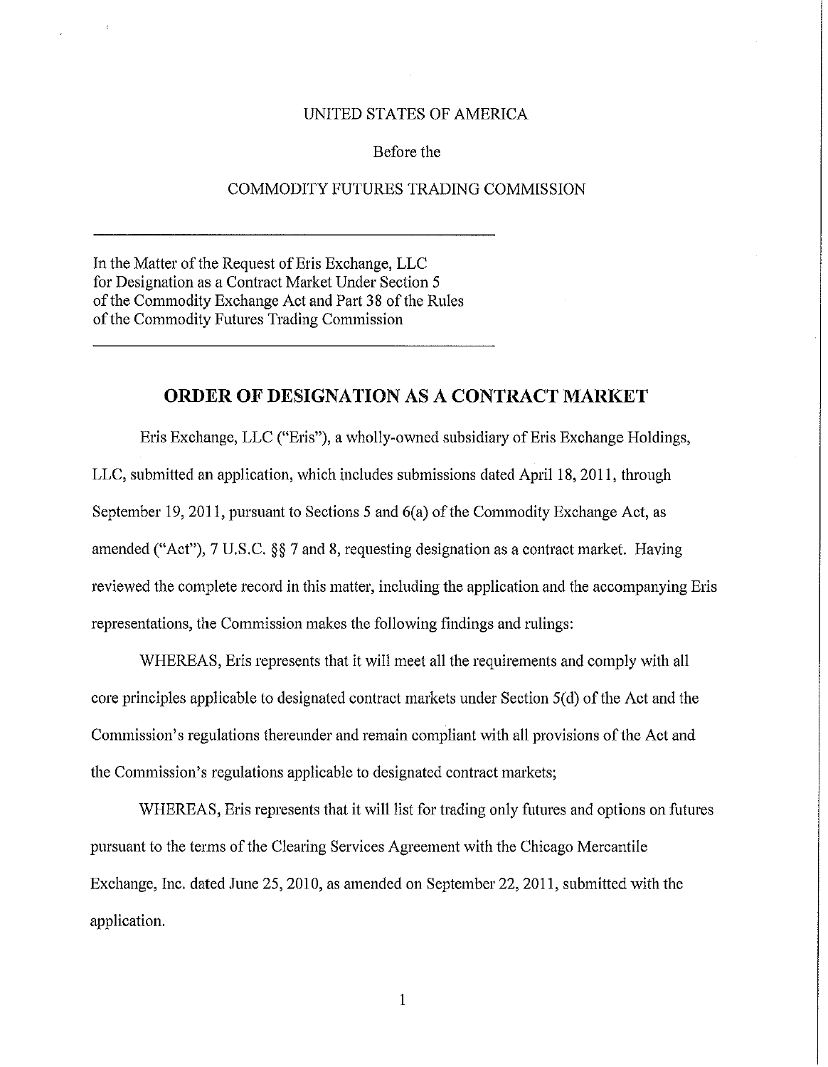UNITED STATES OF AMERICA

Before the

COMMODITY FUTURES TRADING COMMISSION

---

In the Matter of the Request of Eris Exchange, LLC
for Designation as a Contract Market Under Section 5
of the Commodity Exchange Act and Part 38 of the Rules
of the Commodity Futures Trading Commission

---

## ORDER OF DESIGNATION AS A CONTRACT MARKET

Eris Exchange, LLC ("Eris"), a wholly-owned subsidiary of Eris Exchange Holdings, LLC, submitted an application, which includes submissions dated April 18, 2011, through September 19, 2011, pursuant to Sections 5 and 6(a) of the Commodity Exchange Act, as amended ("Act"), 7 U.S.C. §§ 7 and 8, requesting designation as a contract market. Having reviewed the complete record in this matter, including the application and the accompanying Eris representations, the Commission makes the following findings and rulings:

WHEREAS, Eris represents that it will meet all the requirements and comply with all core principles applicable to designated contract markets under Section 5(d) of the Act and the Commission's regulations thereunder and remain compliant with all provisions of the Act and the Commission's regulations applicable to designated contract markets;

WHEREAS, Eris represents that it will list for trading only futures and options on futures pursuant to the terms of the Clearing Services Agreement with the Chicago Mercantile Exchange, Inc. dated June 25, 2010, as amended on September 22, 2011, submitted with the application.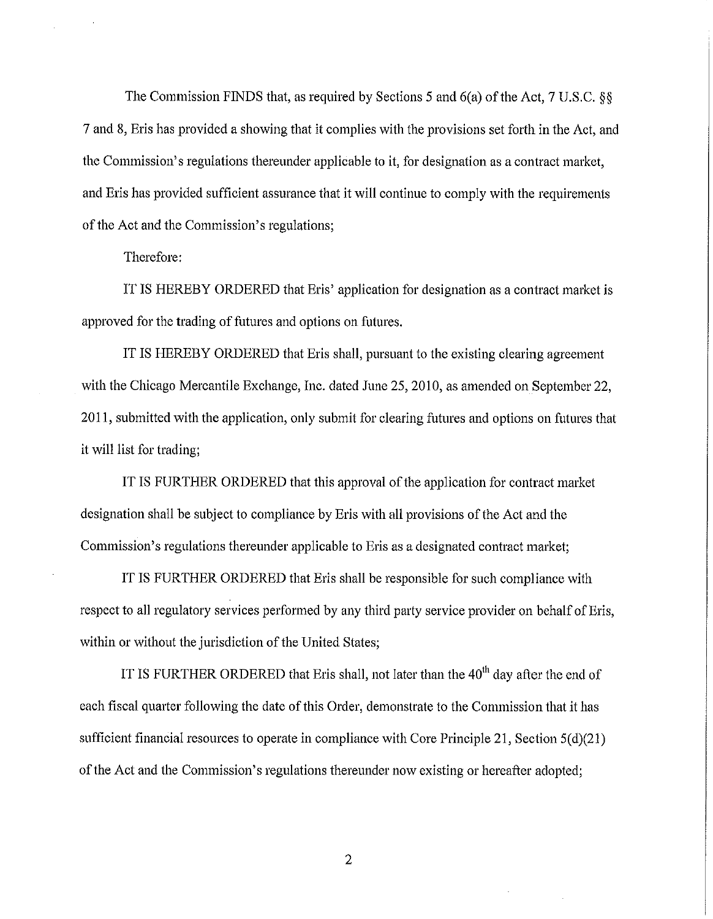The Commission FINDS that, as required by Sections 5 and 6(a) of the Act, 7 U.S.C. §§ 7 and 8, Eris has provided a showing that it complies with the provisions set forth in the Act, and the Commission's regulations thereunder applicable to it, for designation as a contract market, and Eris has provided sufficient assurance that it will continue to comply with the requirements of the Act and the Commission's regulations;

Therefore:

IT IS HEREBY ORDERED that Eris' application for designation as a contract market is approved for the trading of futures and options on futures.

IT IS HEREBY ORDERED that Eris shall, pursuant to the existing clearing agreement with the Chicago Mercantile Exchange, Inc. dated June 25, 2010, as amended on September 22, 2011, submitted with the application, only submit for clearing futures and options on futures that it will list for trading;

IT IS FURTHER ORDERED that this approval of the application for contract market designation shall be subject to compliance by Eris with all provisions of the Act and the Commission's regulations thereunder applicable to Eris as a designated contract market;

IT IS FURTHER ORDERED that Eris shall be responsible for such compliance with respect to all regulatory services performed by any third party service provider on behalf of Eris, within or without the jurisdiction of the United States;

IT IS FURTHER ORDERED that Eris shall, not later than the 40th day after the end of each fiscal quarter following the date of this Order, demonstrate to the Commission that it has sufficient financial resources to operate in compliance with Core Principle 21, Section 5(d)(21) of the Act and the Commission's regulations thereunder now existing or hereafter adopted;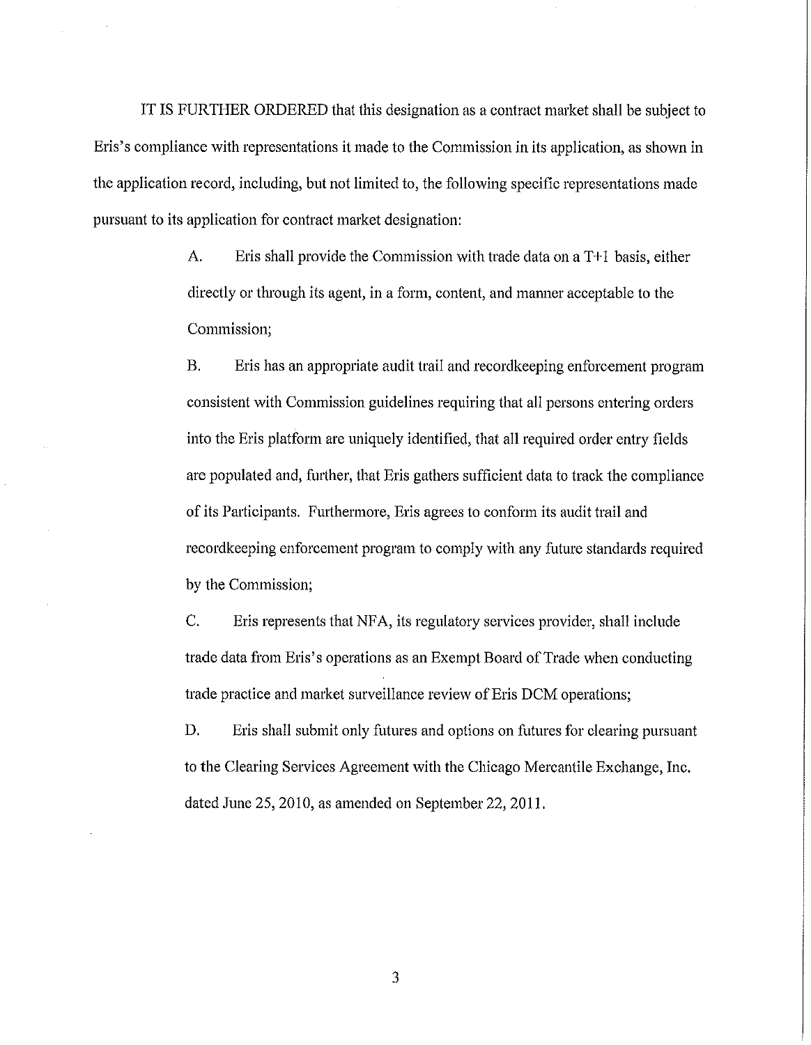IT IS FURTHER ORDERED that this designation as a contract market shall be subject to Eris's compliance with representations it made to the Commission in its application, as shown in the application record, including, but not limited to, the following specific representations made pursuant to its application for contract market designation:

A. Eris shall provide the Commission with trade data on a T+1 basis, either directly or through its agent, in a form, content, and manner acceptable to the Commission;

B. Eris has an appropriate audit trail and recordkeeping enforcement program consistent with Commission guidelines requiring that all persons entering orders into the Eris platform are uniquely identified, that all required order entry fields are populated and, further, that Eris gathers sufficient data to track the compliance of its Participants. Furthermore, Eris agrees to conform its audit trail and recordkeeping enforcement program to comply with any future standards required by the Commission;

C. Eris represents that NFA, its regulatory services provider, shall include trade data from Eris's operations as an Exempt Board of Trade when conducting trade practice and market surveillance review of Eris DCM operations;

D. Eris shall submit only futures and options on futures for clearing pursuant to the Clearing Services Agreement with the Chicago Mercantile Exchange, Inc. dated June 25, 2010, as amended on September 22, 2011.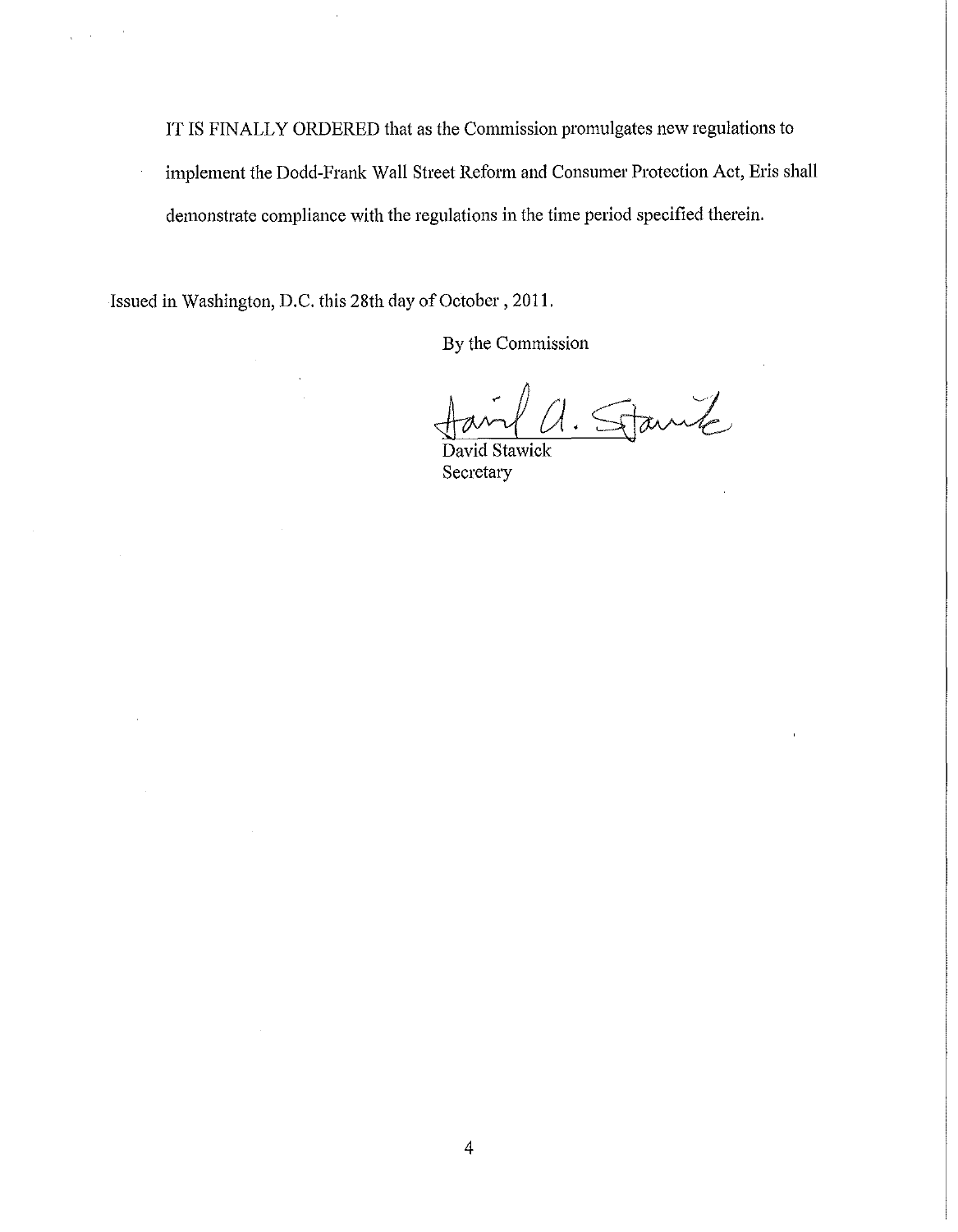IT IS FINALLY ORDERED that as the Commission promulgates new regulations to implement the Dodd-Frank Wall Street Reform and Consumer Protection Act, Eris shall demonstrate compliance with the regulations in the time period specified therein.

Issued in Washington, D.C. this 28th day of October, 2011.

By the Commission

David Stawick
Secretary